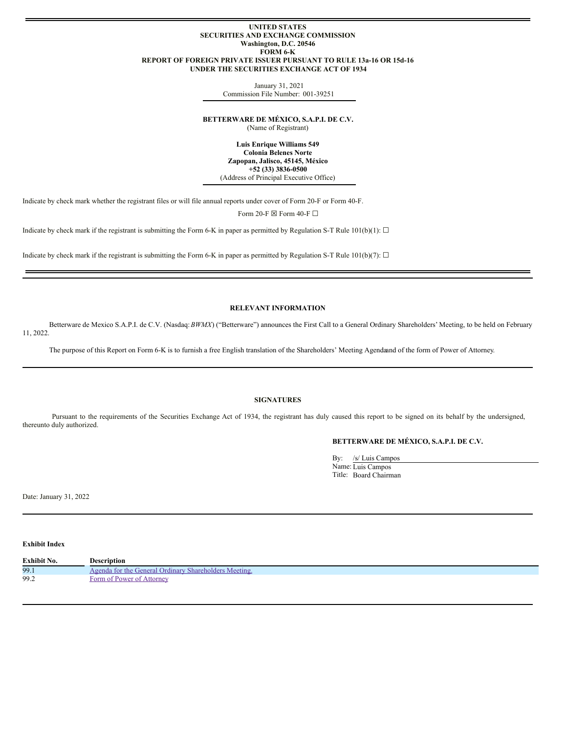**UNITED STATES**
**SECURITIES AND EXCHANGE COMMISSION**
**Washington, D.C. 20546**
**FORM 6-K**
**REPORT OF FOREIGN PRIVATE ISSUER PURSUANT TO RULE 13a-16 OR 15d-16**
**UNDER THE SECURITIES EXCHANGE ACT OF 1934**

January 31, 2021
Commission File Number: 001-39251

**BETTERWARE DE MÉXICO, S.A.P.I. DE C.V.**
(Name of Registrant)

**Luis Enrique Williams 549**
**Colonia Belenes Norte**
**Zapopan, Jalisco, 45145, México**
**+52 (33) 3836-0500**
(Address of Principal Executive Office)

Indicate by check mark whether the registrant files or will file annual reports under cover of Form 20-F or Form 40-F.

Form 20-F ☒ Form 40-F ☐

Indicate by check mark if the registrant is submitting the Form 6-K in paper as permitted by Regulation S-T Rule 101(b)(1): ☐

Indicate by check mark if the registrant is submitting the Form 6-K in paper as permitted by Regulation S-T Rule 101(b)(7): ☐

## RELEVANT INFORMATION

Betterware de Mexico S.A.P.I. de C.V. (Nasdaq: *BWMX*) ("Betterware") announces the First Call to a General Ordinary Shareholders' Meeting, to be held on February 11, 2022.

The purpose of this Report on Form 6-K is to furnish a free English translation of the Shareholders' Meeting Agendaand of the form of Power of Attorney.

## SIGNATURES

Pursuant to the requirements of the Securities Exchange Act of 1934, the registrant has duly caused this report to be signed on its behalf by the undersigned, thereunto duly authorized.

**BETTERWARE DE MÉXICO, S.A.P.I. DE C.V.**

By: /s/ Luis Campos
Name: Luis Campos
Title: Board Chairman

Date: January 31, 2022

**Exhibit Index**

| Exhibit No. | Description |
|---|---|
| 99.1 | Agenda for the General Ordinary Shareholders Meeting. |
| 99.2 | Form of Power of Attorney |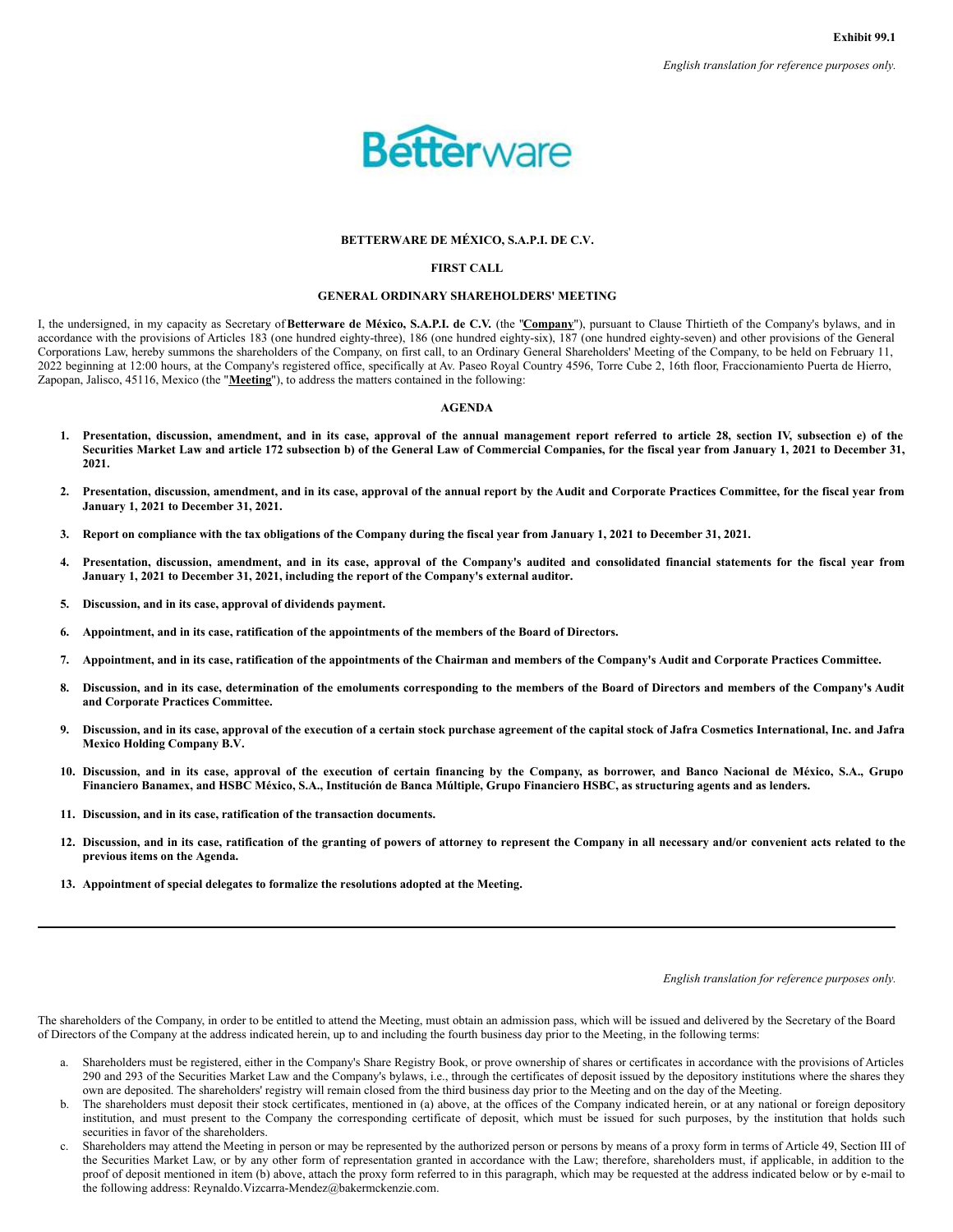Exhibit 99.1

*English translation for reference purposes only.*

**BETTERWARE DE MÉXICO, S.A.P.I. DE C.V.**

**FIRST CALL**

**GENERAL ORDINARY SHAREHOLDERS' MEETING**

I, the undersigned, in my capacity as Secretary of **Betterware de México, S.A.P.I. de C.V.** (the "**Company**"), pursuant to Clause Thirtieth of the Company's bylaws, and in accordance with the provisions of Articles 183 (one hundred eighty-three), 186 (one hundred eighty-six), 187 (one hundred eighty-seven) and other provisions of the General Corporations Law, hereby summons the shareholders of the Company, on first call, to an Ordinary General Shareholders' Meeting of the Company, to be held on February 11, 2022 beginning at 12:00 hours, at the Company's registered office, specifically at Av. Paseo Royal Country 4596, Torre Cube 2, 16th floor, Fraccionamiento Puerta de Hierro, Zapopan, Jalisco, 45116, Mexico (the "**Meeting**"), to address the matters contained in the following:

**AGENDA**

1. **Presentation, discussion, amendment, and in its case, approval of the annual management report referred to article 28, section IV, subsection e) of the Securities Market Law and article 172 subsection b) of the General Law of Commercial Companies, for the fiscal year from January 1, 2021 to December 31, 2021.**
2. **Presentation, discussion, amendment, and in its case, approval of the annual report by the Audit and Corporate Practices Committee, for the fiscal year from January 1, 2021 to December 31, 2021.**
3. **Report on compliance with the tax obligations of the Company during the fiscal year from January 1, 2021 to December 31, 2021.**
4. **Presentation, discussion, amendment, and in its case, approval of the Company's audited and consolidated financial statements for the fiscal year from January 1, 2021 to December 31, 2021, including the report of the Company's external auditor.**
5. **Discussion, and in its case, approval of dividends payment.**
6. **Appointment, and in its case, ratification of the appointments of the members of the Board of Directors.**
7. **Appointment, and in its case, ratification of the appointments of the Chairman and members of the Company's Audit and Corporate Practices Committee.**
8. **Discussion, and in its case, determination of the emoluments corresponding to the members of the Board of Directors and members of the Company's Audit and Corporate Practices Committee.**
9. **Discussion, and in its case, approval of the execution of a certain stock purchase agreement of the capital stock of Jafra Cosmetics International, Inc. and Jafra Mexico Holding Company B.V.**
10. **Discussion, and in its case, approval of the execution of certain financing by the Company, as borrower, and Banco Nacional de México, S.A., Grupo Financiero Banamex, and HSBC México, S.A., Institución de Banca Múltiple, Grupo Financiero HSBC, as structuring agents and as lenders.**
11. **Discussion, and in its case, ratification of the transaction documents.**
12. **Discussion, and in its case, ratification of the granting of powers of attorney to represent the Company in all necessary and/or convenient acts related to the previous items on the Agenda.**
13. **Appointment of special delegates to formalize the resolutions adopted at the Meeting.**

---

*English translation for reference purposes only.*

The shareholders of the Company, in order to be entitled to attend the Meeting, must obtain an admission pass, which will be issued and delivered by the Secretary of the Board of Directors of the Company at the address indicated herein, up to and including the fourth business day prior to the Meeting, in the following terms:

a. Shareholders must be registered, either in the Company's Share Registry Book, or prove ownership of shares or certificates in accordance with the provisions of Articles 290 and 293 of the Securities Market Law and the Company's bylaws, i.e., through the certificates of deposit issued by the depository institutions where the shares they own are deposited. The shareholders' registry will remain closed from the third business day prior to the Meeting and on the day of the Meeting.
b. The shareholders must deposit their stock certificates, mentioned in (a) above, at the offices of the Company indicated herein, or at any national or foreign depository institution, and must present to the Company the corresponding certificate of deposit, which must be issued for such purposes, by the institution that holds such securities in favor of the shareholders.
c. Shareholders may attend the Meeting in person or may be represented by the authorized person or persons by means of a proxy form in terms of Article 49, Section III of the Securities Market Law, or by any other form of representation granted in accordance with the Law; therefore, shareholders must, if applicable, in addition to the proof of deposit mentioned in item (b) above, attach the proxy form referred to in this paragraph, which may be requested at the address indicated below or by e-mail to the following address: Reynaldo.Vizcarra-Mendez@bakermckenzie.com.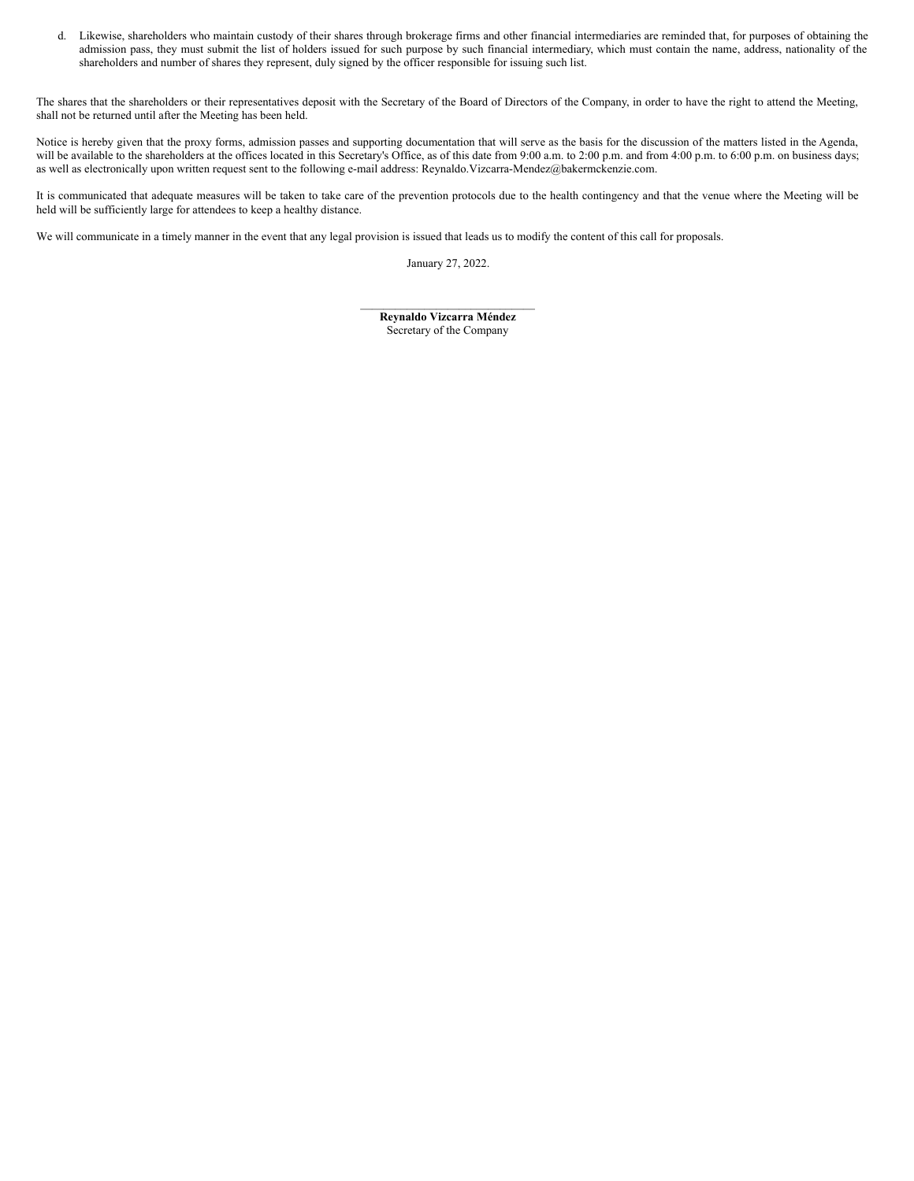d. Likewise, shareholders who maintain custody of their shares through brokerage firms and other financial intermediaries are reminded that, for purposes of obtaining the admission pass, they must submit the list of holders issued for such purpose by such financial intermediary, which must contain the name, address, nationality of the shareholders and number of shares they represent, duly signed by the officer responsible for issuing such list.

The shares that the shareholders or their representatives deposit with the Secretary of the Board of Directors of the Company, in order to have the right to attend the Meeting, shall not be returned until after the Meeting has been held.

Notice is hereby given that the proxy forms, admission passes and supporting documentation that will serve as the basis for the discussion of the matters listed in the Agenda, will be available to the shareholders at the offices located in this Secretary's Office, as of this date from 9:00 a.m. to 2:00 p.m. and from 4:00 p.m. to 6:00 p.m. on business days; as well as electronically upon written request sent to the following e-mail address: Reynaldo.Vizcarra-Mendez@bakermckenzie.com.

It is communicated that adequate measures will be taken to take care of the prevention protocols due to the health contingency and that the venue where the Meeting will be held will be sufficiently large for attendees to keep a healthy distance.

We will communicate in a timely manner in the event that any legal provision is issued that leads us to modify the content of this call for proposals.

January 27, 2022.

\_\_\_\_\_\_\_\_\_\_\_\_\_\_\_\_\_\_\_\_\_\_\_\_\_\_\_\_\_\_

**Reynaldo Vizcarra Méndez**
Secretary of the Company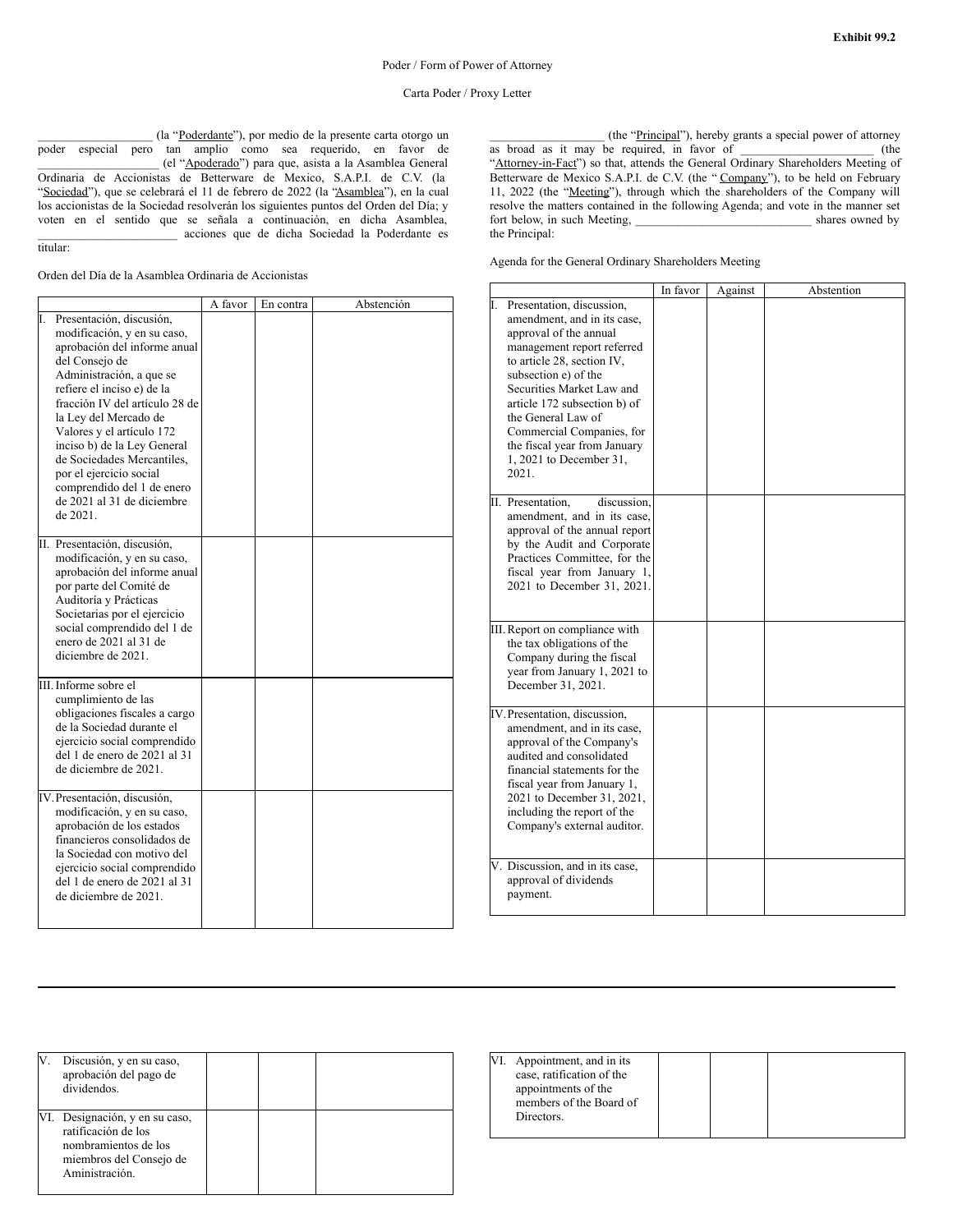**Exhibit 99.2**

Poder / Form of Power of Attorney

Carta Poder / Proxy Letter

___________________ (la "Poderdante"), por medio de la presente carta otorgo un poder especial pero tan amplio como sea requerido, en favor de ____________________ (el "Apoderado") para que, asista a la Asamblea General Ordinaria de Accionistas de Betterware de Mexico, S.A.P.I. de C.V. (la "Sociedad"), que se celebrará el 11 de febrero de 2022 (la "Asamblea"), en la cual los accionistas de la Sociedad resolverán los siguientes puntos del Orden del Día; y voten en el sentido que se señala a continuación, en dicha Asamblea, ______________________ acciones que de dicha Sociedad la Poderdante es titular:

Orden del Día de la Asamblea Ordinaria de Accionistas

| | A favor | En contra | Abstención |
|---|---|---|---|
| I. Presentación, discusión, modificación, y en su caso, aprobación del informe anual del Consejo de Administración, a que se refiere el inciso e) de la fracción IV del artículo 28 de la Ley del Mercado de Valores y el artículo 172 inciso b) de la Ley General de Sociedades Mercantiles, por el ejercicio social comprendido del 1 de enero de 2021 al 31 de diciembre de 2021. | | | |
| II. Presentación, discusión, modificación, y en su caso, aprobación del informe anual por parte del Comité de Auditoría y Prácticas Societarias por el ejercicio social comprendido del 1 de enero de 2021 al 31 de diciembre de 2021. | | | |
| III. Informe sobre el cumplimiento de las obligaciones fiscales a cargo de la Sociedad durante el ejercicio social comprendido del 1 de enero de 2021 al 31 de diciembre de 2021. | | | |
| IV. Presentación, discusión, modificación, y en su caso, aprobación de los estados financieros consolidados de la Sociedad con motivo del ejercicio social comprendido del 1 de enero de 2021 al 31 de diciembre de 2021. | | | |
| V. Discusión, y en su caso, aprobación del pago de dividendos. | | | |
| VI. Designación, y en su caso, ratificación de los nombramientos de los miembros del Consejo de Aministración. | | | |

___________________ (the "Principal"), hereby grants a special power of attorney as broad as it may be required, in favor of ______________________ (the "Attorney-in-Fact") so that, attends the General Ordinary Shareholders Meeting of Betterware de Mexico S.A.P.I. de C.V. (the " Company"), to be held on February 11, 2022 (the "Meeting"), through which the shareholders of the Company will resolve the matters contained in the following Agenda; and vote in the manner set fort below, in such Meeting, ____________________________ shares owned by the Principal:

Agenda for the General Ordinary Shareholders Meeting

| | In favor | Against | Abstention |
|---|---|---|---|
| I. Presentation, discussion, amendment, and in its case, approval of the annual management report referred to article 28, section IV, subsection e) of the Securities Market Law and article 172 subsection b) of the General Law of Commercial Companies, for the fiscal year from January 1, 2021 to December 31, 2021. | | | |
| II. Presentation, discussion, amendment, and in its case, approval of the annual report by the Audit and Corporate Practices Committee, for the fiscal year from January 1, 2021 to December 31, 2021. | | | |
| III. Report on compliance with the tax obligations of the Company during the fiscal year from January 1, 2021 to December 31, 2021. | | | |
| IV. Presentation, discussion, amendment, and in its case, approval of the Company's audited and consolidated financial statements for the fiscal year from January 1, 2021 to December 31, 2021, including the report of the Company's external auditor. | | | |
| V. Discussion, and in its case, approval of dividends payment. | | | |
| VI. Appointment, and in its case, ratification of the appointments of the members of the Board of Directors. | | | |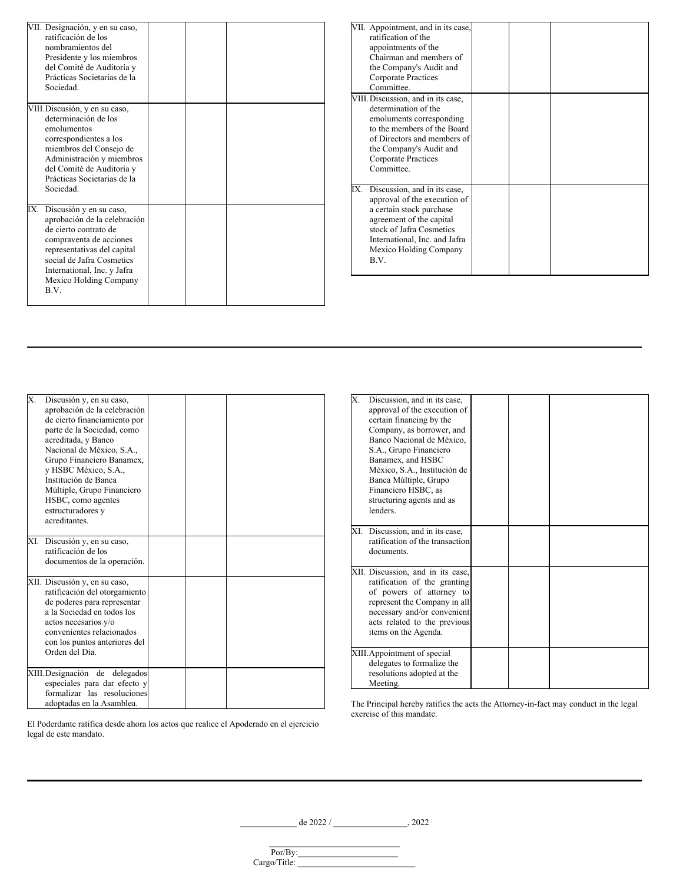| | | | |
|---|---|---|---|
| VII. Designación, y en su caso, ratificación de los nombramientos del Presidente y los miembros del Comité de Auditoría y Prácticas Societarias de la Sociedad. | | | |
| VIII. Discusión, y en su caso, determinación de los emolumentos correspondientes a los miembros del Consejo de Administración y miembros del Comité de Auditoría y Prácticas Societarias de la Sociedad. | | | |
| IX. Discusión y en su caso, aprobación de la celebración de cierto contrato de compraventa de acciones representativas del capital social de Jafra Cosmetics International, Inc. y Jafra Mexico Holding Company B.V. | | | |

| | | | |
|---|---|---|---|
| VII. Appointment, and in its case, ratification of the appointments of the Chairman and members of the Company's Audit and Corporate Practices Committee. | | | |
| VIII. Discussion, and in its case, determination of the emoluments corresponding to the members of the Board of Directors and members of the Company's Audit and Corporate Practices Committee. | | | |
| IX. Discussion, and in its case, approval of the execution of a certain stock purchase agreement of the capital stock of Jafra Cosmetics International, Inc. and Jafra Mexico Holding Company B.V. | | | |

---

| | | | |
|---|---|---|---|
| X. Discusión y, en su caso, aprobación de la celebración de cierto financiamiento por parte de la Sociedad, como acreditada, y Banco Nacional de México, S.A., Grupo Financiero Banamex, y HSBC México, S.A., Institución de Banca Múltiple, Grupo Financiero HSBC, como agentes estructuradores y acreditantes. | | | |
| XI. Discusión y, en su caso, ratificación de los documentos de la operación. | | | |
| XII. Discusión y, en su caso, ratificación del otorgamiento de poderes para representar a la Sociedad en todos los actos necesarios y/o convenientes relacionados con los puntos anteriores del Orden del Día. | | | |
| XIII. Designación de delegados especiales para dar efecto y formalizar las resoluciones adoptadas en la Asamblea. | | | |

El Poderdante ratifica desde ahora los actos que realice el Apoderado en el ejercicio legal de este mandato.

| | | | |
|---|---|---|---|
| X. Discussion, and in its case, approval of the execution of certain financing by the Company, as borrower, and Banco Nacional de México, S.A., Grupo Financiero Banamex, and HSBC México, S.A., Institución de Banca Múltiple, Grupo Financiero HSBC, as structuring agents and as lenders. | | | |
| XI. Discussion, and in its case, ratification of the transaction documents. | | | |
| XII. Discussion, and in its case, ratification of the granting of powers of attorney to represent the Company in all necessary and/or convenient acts related to the previous items on the Agenda. | | | |
| XIII. Appointment of special delegates to formalize the resolutions adopted at the Meeting. | | | |

The Principal hereby ratifies the acts the Attorney-in-fact may conduct in the legal exercise of this mandate.

---

_____________ de 2022 / _________________, 2022

_____________________________

Por/By:_______________________

Cargo/Title: ____________________________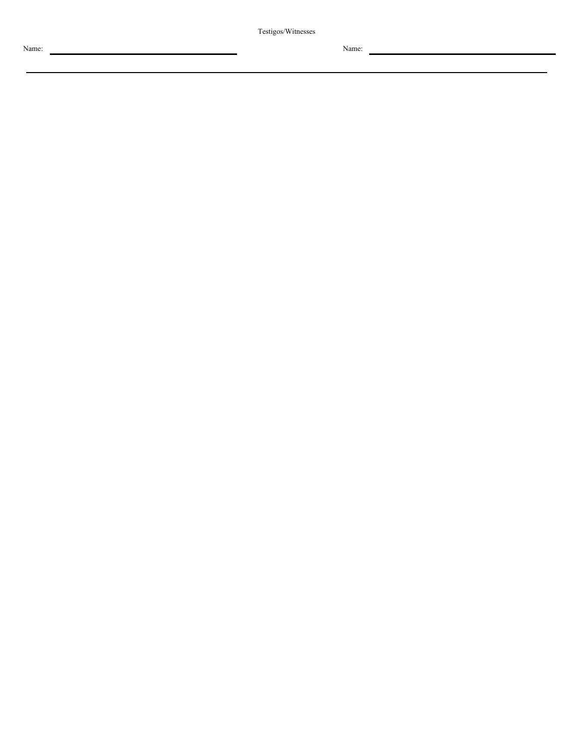Testigos/Witnesses

Name: ______________________________ Name: ______________________________